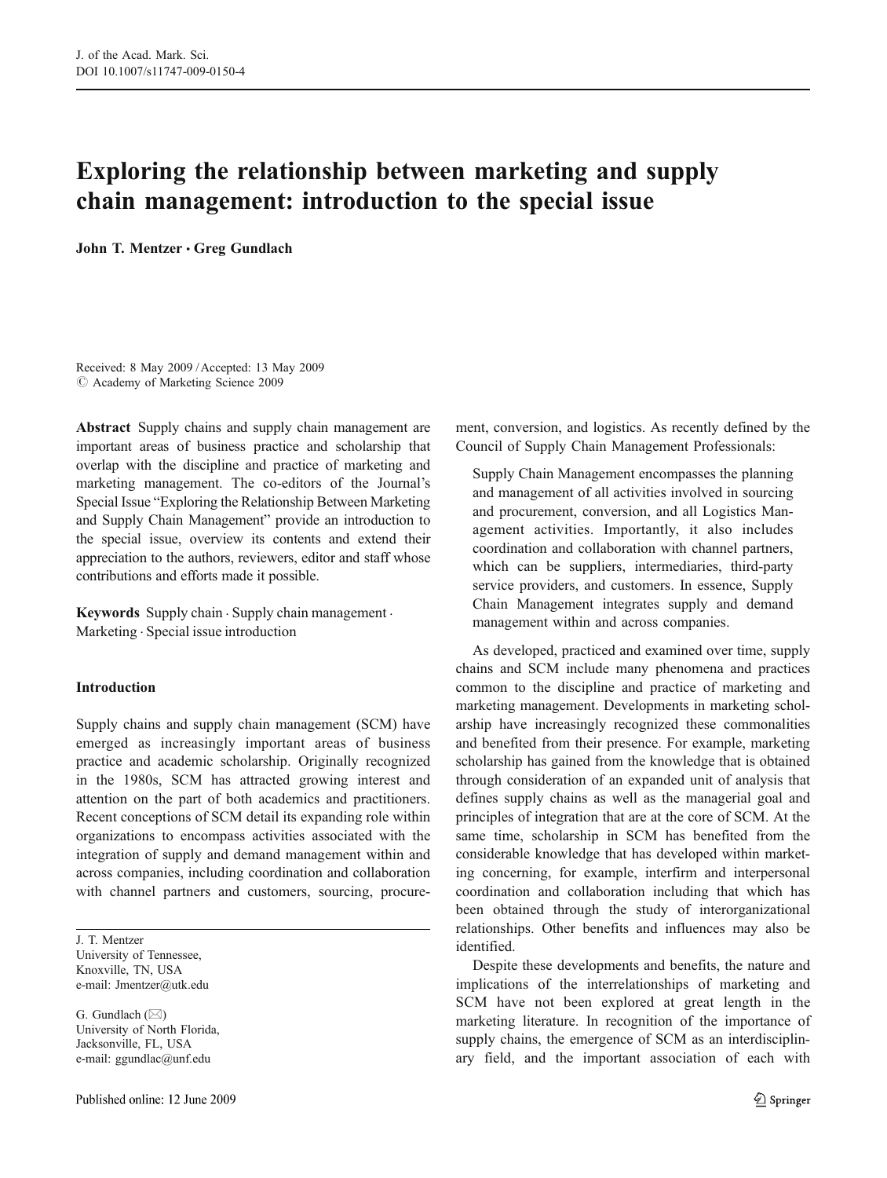# Exploring the relationship between marketing and supply chain management: introduction to the special issue

**John T. Mentzer · Greg Gundlach**

Received: 8 May 2009 / Accepted: 13 May 2009
© Academy of Marketing Science 2009

**Abstract** Supply chains and supply chain management are important areas of business practice and scholarship that overlap with the discipline and practice of marketing and marketing management. The co-editors of the Journal's Special Issue "Exploring the Relationship Between Marketing and Supply Chain Management" provide an introduction to the special issue, overview its contents and extend their appreciation to the authors, reviewers, editor and staff whose contributions and efforts made it possible.

**Keywords** Supply chain · Supply chain management · Marketing · Special issue introduction

J. T. Mentzer
University of Tennessee,
Knoxville, TN, USA
e-mail: Jmentzer@utk.edu

G. Gundlach (✉)
University of North Florida,
Jacksonville, FL, USA
e-mail: ggundlac@unf.edu

## Introduction

Supply chains and supply chain management (SCM) have emerged as increasingly important areas of business practice and academic scholarship. Originally recognized in the 1980s, SCM has attracted growing interest and attention on the part of both academics and practitioners. Recent conceptions of SCM detail its expanding role within organizations to encompass activities associated with the integration of supply and demand management within and across companies, including coordination and collaboration with channel partners and customers, sourcing, procurement, conversion, and logistics. As recently defined by the Council of Supply Chain Management Professionals:

> Supply Chain Management encompasses the planning and management of all activities involved in sourcing and procurement, conversion, and all Logistics Management activities. Importantly, it also includes coordination and collaboration with channel partners, which can be suppliers, intermediaries, third-party service providers, and customers. In essence, Supply Chain Management integrates supply and demand management within and across companies.

As developed, practiced and examined over time, supply chains and SCM include many phenomena and practices common to the discipline and practice of marketing and marketing management. Developments in marketing scholarship have increasingly recognized these commonalities and benefited from their presence. For example, marketing scholarship has gained from the knowledge that is obtained through consideration of an expanded unit of analysis that defines supply chains as well as the managerial goal and principles of integration that are at the core of SCM. At the same time, scholarship in SCM has benefited from the considerable knowledge that has developed within marketing concerning, for example, interfirm and interpersonal coordination and collaboration including that which has been obtained through the study of interorganizational relationships. Other benefits and influences may also be identified.

Despite these developments and benefits, the nature and implications of the interrelationships of marketing and SCM have not been explored at great length in the marketing literature. In recognition of the importance of supply chains, the emergence of SCM as an interdisciplinary field, and the important association of each with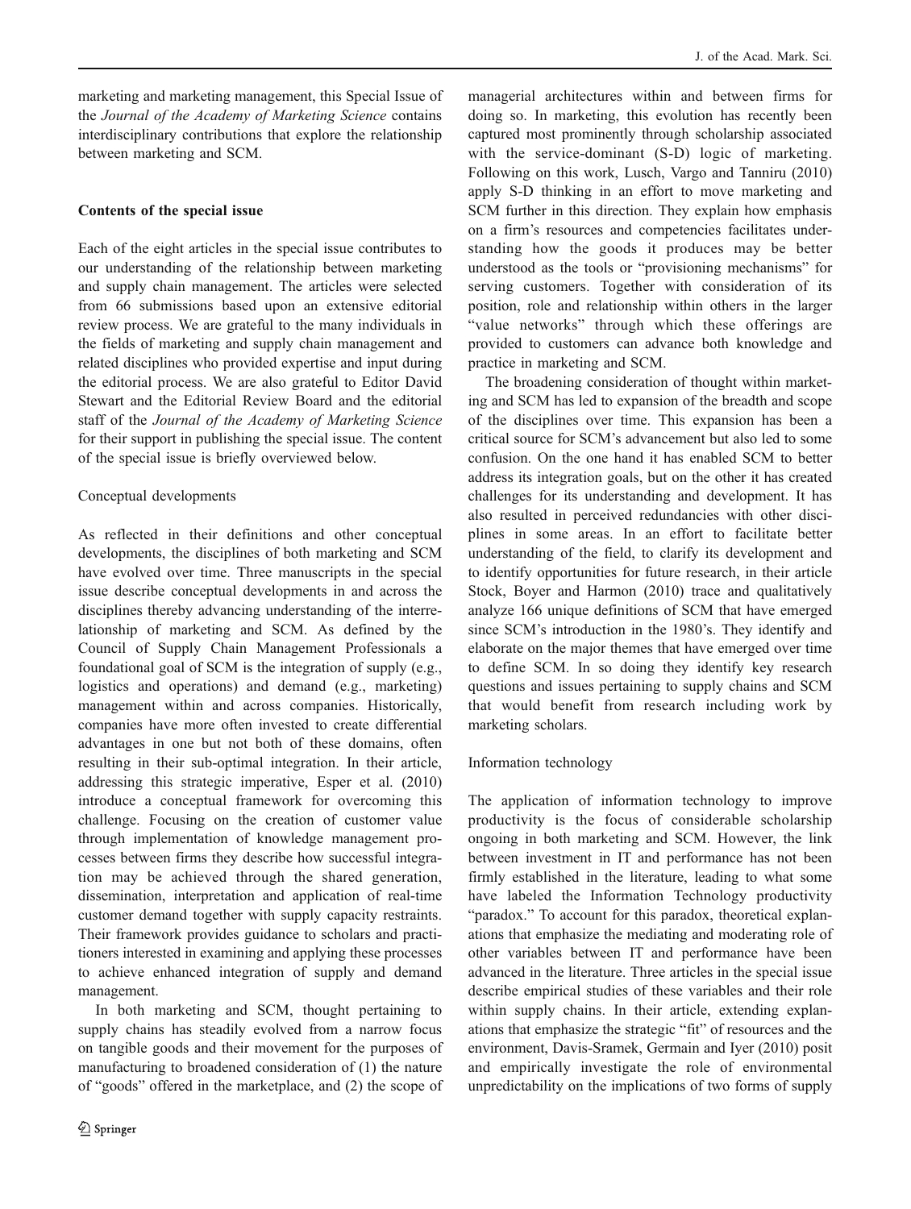marketing and marketing management, this Special Issue of the *Journal of the Academy of Marketing Science* contains interdisciplinary contributions that explore the relationship between marketing and SCM.

## Contents of the special issue

Each of the eight articles in the special issue contributes to our understanding of the relationship between marketing and supply chain management. The articles were selected from 66 submissions based upon an extensive editorial review process. We are grateful to the many individuals in the fields of marketing and supply chain management and related disciplines who provided expertise and input during the editorial process. We are also grateful to Editor David Stewart and the Editorial Review Board and the editorial staff of the *Journal of the Academy of Marketing Science* for their support in publishing the special issue. The content of the special issue is briefly overviewed below.

### Conceptual developments

As reflected in their definitions and other conceptual developments, the disciplines of both marketing and SCM have evolved over time. Three manuscripts in the special issue describe conceptual developments in and across the disciplines thereby advancing understanding of the interrelationship of marketing and SCM. As defined by the Council of Supply Chain Management Professionals a foundational goal of SCM is the integration of supply (e.g., logistics and operations) and demand (e.g., marketing) management within and across companies. Historically, companies have more often invested to create differential advantages in one but not both of these domains, often resulting in their sub-optimal integration. In their article, addressing this strategic imperative, Esper et al. (2010) introduce a conceptual framework for overcoming this challenge. Focusing on the creation of customer value through implementation of knowledge management processes between firms they describe how successful integration may be achieved through the shared generation, dissemination, interpretation and application of real-time customer demand together with supply capacity restraints. Their framework provides guidance to scholars and practitioners interested in examining and applying these processes to achieve enhanced integration of supply and demand management.

In both marketing and SCM, thought pertaining to supply chains has steadily evolved from a narrow focus on tangible goods and their movement for the purposes of manufacturing to broadened consideration of (1) the nature of "goods" offered in the marketplace, and (2) the scope of managerial architectures within and between firms for doing so. In marketing, this evolution has recently been captured most prominently through scholarship associated with the service-dominant (S-D) logic of marketing. Following on this work, Lusch, Vargo and Tanniru (2010) apply S-D thinking in an effort to move marketing and SCM further in this direction. They explain how emphasis on a firm's resources and competencies facilitates understanding how the goods it produces may be better understood as the tools or "provisioning mechanisms" for serving customers. Together with consideration of its position, role and relationship within others in the larger "value networks" through which these offerings are provided to customers can advance both knowledge and practice in marketing and SCM.

The broadening consideration of thought within marketing and SCM has led to expansion of the breadth and scope of the disciplines over time. This expansion has been a critical source for SCM's advancement but also led to some confusion. On the one hand it has enabled SCM to better address its integration goals, but on the other it has created challenges for its understanding and development. It has also resulted in perceived redundancies with other disciplines in some areas. In an effort to facilitate better understanding of the field, to clarify its development and to identify opportunities for future research, in their article Stock, Boyer and Harmon (2010) trace and qualitatively analyze 166 unique definitions of SCM that have emerged since SCM's introduction in the 1980's. They identify and elaborate on the major themes that have emerged over time to define SCM. In so doing they identify key research questions and issues pertaining to supply chains and SCM that would benefit from research including work by marketing scholars.

### Information technology

The application of information technology to improve productivity is the focus of considerable scholarship ongoing in both marketing and SCM. However, the link between investment in IT and performance has not been firmly established in the literature, leading to what some have labeled the Information Technology productivity "paradox." To account for this paradox, theoretical explanations that emphasize the mediating and moderating role of other variables between IT and performance have been advanced in the literature. Three articles in the special issue describe empirical studies of these variables and their role within supply chains. In their article, extending explanations that emphasize the strategic "fit" of resources and the environment, Davis-Sramek, Germain and Iyer (2010) posit and empirically investigate the role of environmental unpredictability on the implications of two forms of supply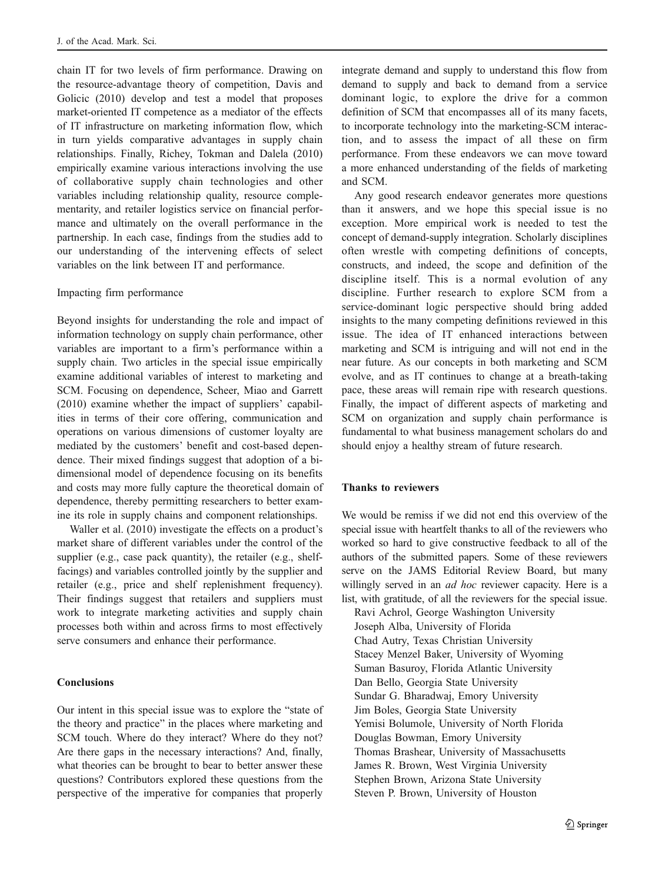chain IT for two levels of firm performance. Drawing on the resource-advantage theory of competition, Davis and Golicic (2010) develop and test a model that proposes market-oriented IT competence as a mediator of the effects of IT infrastructure on marketing information flow, which in turn yields comparative advantages in supply chain relationships. Finally, Richey, Tokman and Dalela (2010) empirically examine various interactions involving the use of collaborative supply chain technologies and other variables including relationship quality, resource complementarity, and retailer logistics service on financial performance and ultimately on the overall performance in the partnership. In each case, findings from the studies add to our understanding of the intervening effects of select variables on the link between IT and performance.

### Impacting firm performance

Beyond insights for understanding the role and impact of information technology on supply chain performance, other variables are important to a firm's performance within a supply chain. Two articles in the special issue empirically examine additional variables of interest to marketing and SCM. Focusing on dependence, Scheer, Miao and Garrett (2010) examine whether the impact of suppliers' capabilities in terms of their core offering, communication and operations on various dimensions of customer loyalty are mediated by the customers' benefit and cost-based dependence. Their mixed findings suggest that adoption of a bi-dimensional model of dependence focusing on its benefits and costs may more fully capture the theoretical domain of dependence, thereby permitting researchers to better examine its role in supply chains and component relationships.

Waller et al. (2010) investigate the effects on a product's market share of different variables under the control of the supplier (e.g., case pack quantity), the retailer (e.g., shelf-facings) and variables controlled jointly by the supplier and retailer (e.g., price and shelf replenishment frequency). Their findings suggest that retailers and suppliers must work to integrate marketing activities and supply chain processes both within and across firms to most effectively serve consumers and enhance their performance.

## Conclusions

Our intent in this special issue was to explore the "state of the theory and practice" in the places where marketing and SCM touch. Where do they interact? Where do they not? Are there gaps in the necessary interactions? And, finally, what theories can be brought to bear to better answer these questions? Contributors explored these questions from the perspective of the imperative for companies that properly integrate demand and supply to understand this flow from demand to supply and back to demand from a service dominant logic, to explore the drive for a common definition of SCM that encompasses all of its many facets, to incorporate technology into the marketing-SCM interaction, and to assess the impact of all these on firm performance. From these endeavors we can move toward a more enhanced understanding of the fields of marketing and SCM.

Any good research endeavor generates more questions than it answers, and we hope this special issue is no exception. More empirical work is needed to test the concept of demand-supply integration. Scholarly disciplines often wrestle with competing definitions of concepts, constructs, and indeed, the scope and definition of the discipline itself. This is a normal evolution of any discipline. Further research to explore SCM from a service-dominant logic perspective should bring added insights to the many competing definitions reviewed in this issue. The idea of IT enhanced interactions between marketing and SCM is intriguing and will not end in the near future. As our concepts in both marketing and SCM evolve, and as IT continues to change at a breath-taking pace, these areas will remain ripe with research questions. Finally, the impact of different aspects of marketing and SCM on organization and supply chain performance is fundamental to what business management scholars do and should enjoy a healthy stream of future research.

## Thanks to reviewers

We would be remiss if we did not end this overview of the special issue with heartfelt thanks to all of the reviewers who worked so hard to give constructive feedback to all of the authors of the submitted papers. Some of these reviewers serve on the JAMS Editorial Review Board, but many willingly served in an *ad hoc* reviewer capacity. Here is a list, with gratitude, of all the reviewers for the special issue.

Ravi Achrol, George Washington University  
Joseph Alba, University of Florida  
Chad Autry, Texas Christian University  
Stacey Menzel Baker, University of Wyoming  
Suman Basuroy, Florida Atlantic University  
Dan Bello, Georgia State University  
Sundar G. Bharadwaj, Emory University  
Jim Boles, Georgia State University  
Yemisi Bolumole, University of North Florida  
Douglas Bowman, Emory University  
Thomas Brashear, University of Massachusetts  
James R. Brown, West Virginia University  
Stephen Brown, Arizona State University  
Steven P. Brown, University of Houston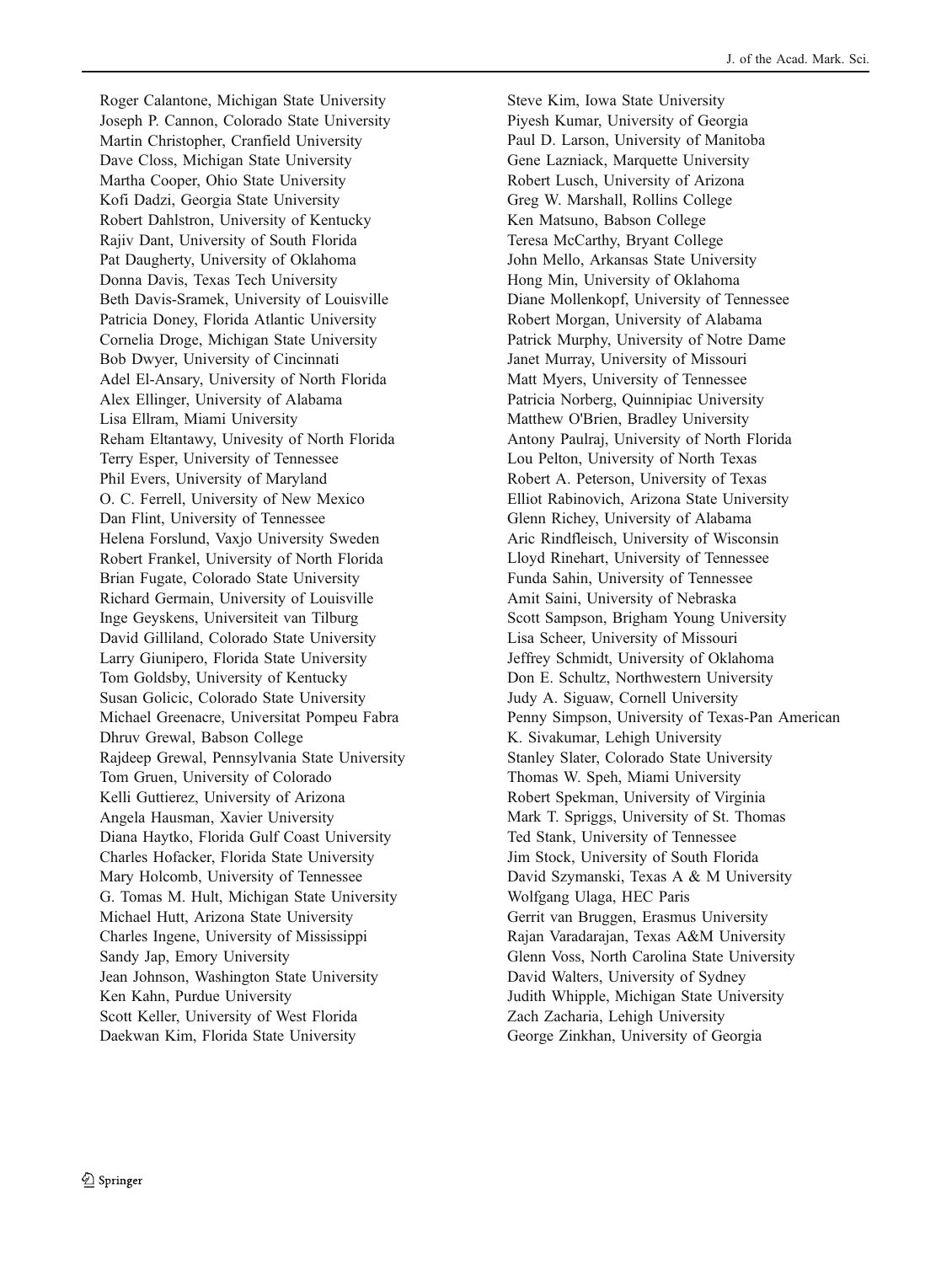Roger Calantone, Michigan State University
Joseph P. Cannon, Colorado State University
Martin Christopher, Cranfield University
Dave Closs, Michigan State University
Martha Cooper, Ohio State University
Kofi Dadzi, Georgia State University
Robert Dahlstron, University of Kentucky
Rajiv Dant, University of South Florida
Pat Daugherty, University of Oklahoma
Donna Davis, Texas Tech University
Beth Davis-Sramek, University of Louisville
Patricia Doney, Florida Atlantic University
Cornelia Droge, Michigan State University
Bob Dwyer, University of Cincinnati
Adel El-Ansary, University of North Florida
Alex Ellinger, University of Alabama
Lisa Ellram, Miami University
Reham Eltantawy, Univesity of North Florida
Terry Esper, University of Tennessee
Phil Evers, University of Maryland
O. C. Ferrell, University of New Mexico
Dan Flint, University of Tennessee
Helena Forslund, Vaxjo University Sweden
Robert Frankel, University of North Florida
Brian Fugate, Colorado State University
Richard Germain, University of Louisville
Inge Geyskens, Universiteit van Tilburg
David Gilliland, Colorado State University
Larry Giunipero, Florida State University
Tom Goldsby, University of Kentucky
Susan Golicic, Colorado State University
Michael Greenacre, Universitat Pompeu Fabra
Dhruv Grewal, Babson College
Rajdeep Grewal, Pennsylvania State University
Tom Gruen, University of Colorado
Kelli Guttierez, University of Arizona
Angela Hausman, Xavier University
Diana Haytko, Florida Gulf Coast University
Charles Hofacker, Florida State University
Mary Holcomb, University of Tennessee
G. Tomas M. Hult, Michigan State University
Michael Hutt, Arizona State University
Charles Ingene, University of Mississippi
Sandy Jap, Emory University
Jean Johnson, Washington State University
Ken Kahn, Purdue University
Scott Keller, University of West Florida
Daekwan Kim, Florida State University
Steve Kim, Iowa State University
Piyesh Kumar, University of Georgia
Paul D. Larson, University of Manitoba
Gene Lazniack, Marquette University
Robert Lusch, University of Arizona
Greg W. Marshall, Rollins College
Ken Matsuno, Babson College
Teresa McCarthy, Bryant College
John Mello, Arkansas State University
Hong Min, University of Oklahoma
Diane Mollenkopf, University of Tennessee
Robert Morgan, University of Alabama
Patrick Murphy, University of Notre Dame
Janet Murray, University of Missouri
Matt Myers, University of Tennessee
Patricia Norberg, Quinnipiac University
Matthew O'Brien, Bradley University
Antony Paulraj, University of North Florida
Lou Pelton, University of North Texas
Robert A. Peterson, University of Texas
Elliot Rabinovich, Arizona State University
Glenn Richey, University of Alabama
Aric Rindfleisch, University of Wisconsin
Lloyd Rinehart, University of Tennessee
Funda Sahin, University of Tennessee
Amit Saini, University of Nebraska
Scott Sampson, Brigham Young University
Lisa Scheer, University of Missouri
Jeffrey Schmidt, University of Oklahoma
Don E. Schultz, Northwestern University
Judy A. Siguaw, Cornell University
Penny Simpson, University of Texas-Pan American
K. Sivakumar, Lehigh University
Stanley Slater, Colorado State University
Thomas W. Speh, Miami University
Robert Spekman, University of Virginia
Mark T. Spriggs, University of St. Thomas
Ted Stank, University of Tennessee
Jim Stock, University of South Florida
David Szymanski, Texas A & M University
Wolfgang Ulaga, HEC Paris
Gerrit van Bruggen, Erasmus University
Rajan Varadarajan, Texas A&M University
Glenn Voss, North Carolina State University
David Walters, University of Sydney
Judith Whipple, Michigan State University
Zach Zacharia, Lehigh University
George Zinkhan, University of Georgia